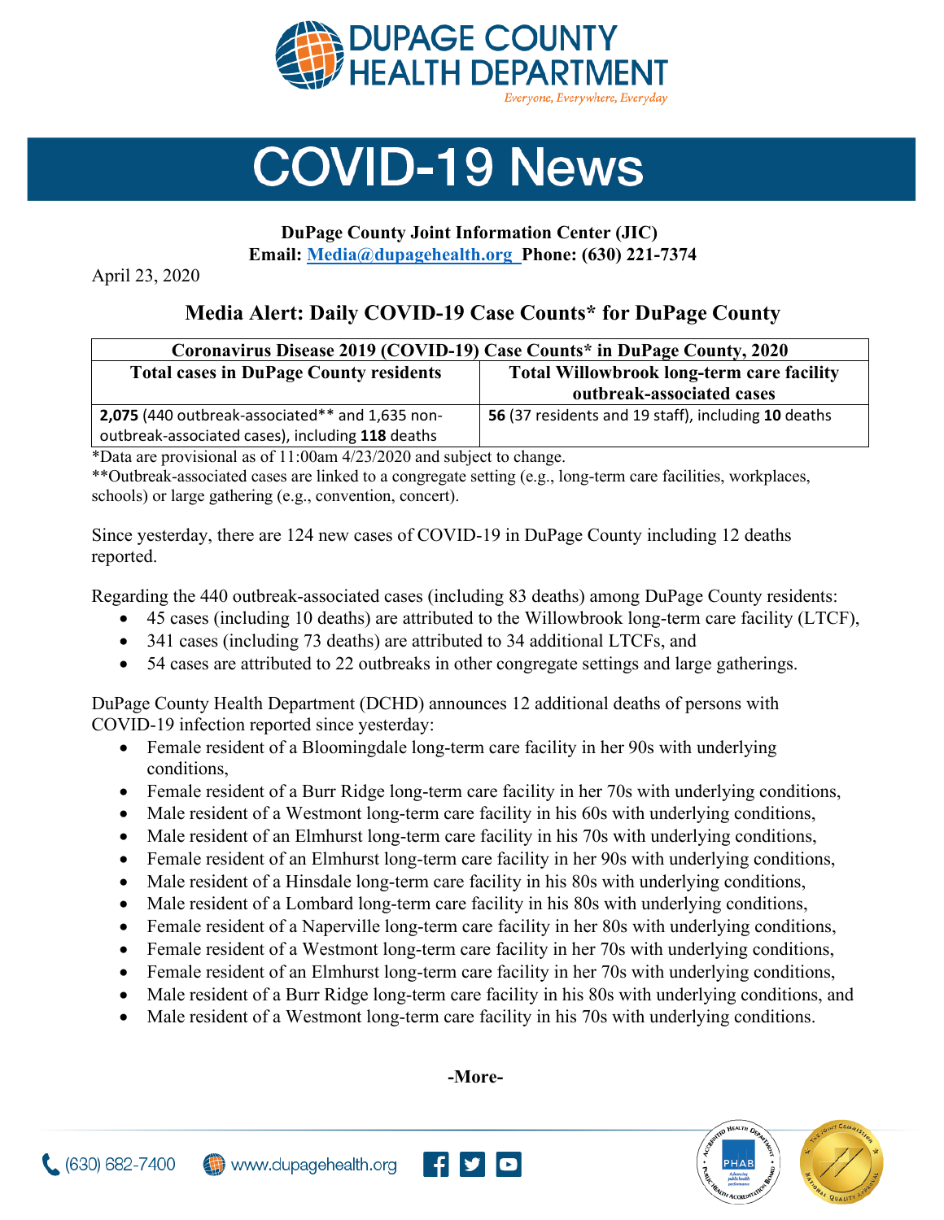DUPAGE COUNTY HEALTH DEPARTMENT

*Everyone, Everywhere, Everyday*

# COVID-19 News

**DuPage County Joint Information Center (JIC)**
**Email: [Media@dupagehealth.org](mailto:Media@dupagehealth.org) Phone: (630) 221-7374**

April 23, 2020

## Media Alert: Daily COVID-19 Case Counts* for DuPage County

| Coronavirus Disease 2019 (COVID-19) Case Counts* in DuPage County, 2020 | |
|---|---|
| **Total cases in DuPage County residents** | **Total Willowbrook long-term care facility outbreak-associated cases** |
| **2,075** (440 outbreak-associated** and 1,635 non-outbreak-associated cases), including **118** deaths | **56** (37 residents and 19 staff), including **10** deaths |

*Data are provisional as of 11:00am 4/23/2020 and subject to change.

**Outbreak-associated cases are linked to a congregate setting (e.g., long-term care facilities, workplaces, schools) or large gathering (e.g., convention, concert).

Since yesterday, there are 124 new cases of COVID-19 in DuPage County including 12 deaths reported.

Regarding the 440 outbreak-associated cases (including 83 deaths) among DuPage County residents:

- 45 cases (including 10 deaths) are attributed to the Willowbrook long-term care facility (LTCF),
- 341 cases (including 73 deaths) are attributed to 34 additional LTCFs, and
- 54 cases are attributed to 22 outbreaks in other congregate settings and large gatherings.

DuPage County Health Department (DCHD) announces 12 additional deaths of persons with COVID-19 infection reported since yesterday:

- Female resident of a Bloomingdale long-term care facility in her 90s with underlying conditions,
- Female resident of a Burr Ridge long-term care facility in her 70s with underlying conditions,
- Male resident of a Westmont long-term care facility in his 60s with underlying conditions,
- Male resident of an Elmhurst long-term care facility in his 70s with underlying conditions,
- Female resident of an Elmhurst long-term care facility in her 90s with underlying conditions,
- Male resident of a Hinsdale long-term care facility in his 80s with underlying conditions,
- Male resident of a Lombard long-term care facility in his 80s with underlying conditions,
- Female resident of a Naperville long-term care facility in her 80s with underlying conditions,
- Female resident of a Westmont long-term care facility in her 70s with underlying conditions,
- Female resident of an Elmhurst long-term care facility in her 70s with underlying conditions,
- Male resident of a Burr Ridge long-term care facility in his 80s with underlying conditions, and
- Male resident of a Westmont long-term care facility in his 70s with underlying conditions.

**-More-**

(630) 682-7400 www.dupagehealth.org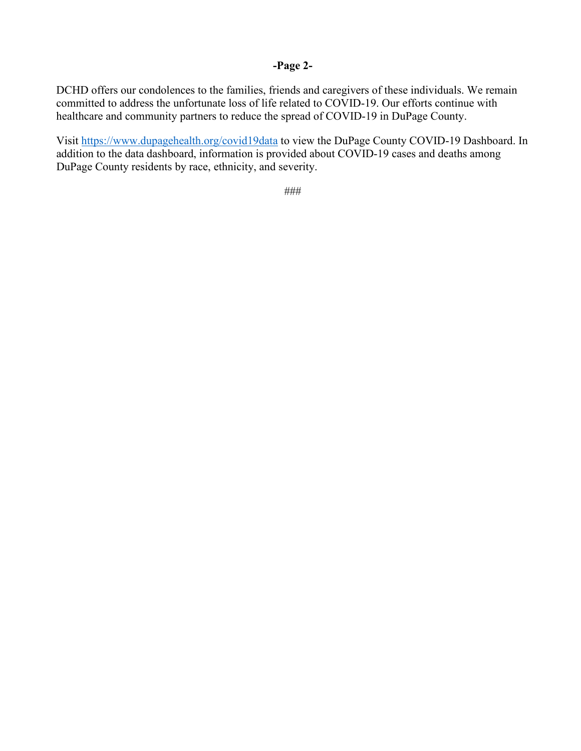DCHD offers our condolences to the families, friends and caregivers of these individuals. We remain committed to address the unfortunate loss of life related to COVID-19. Our efforts continue with healthcare and community partners to reduce the spread of COVID-19 in DuPage County.

Visit https://www.dupagehealth.org/covid19data to view the DuPage County COVID-19 Dashboard. In addition to the data dashboard, information is provided about COVID-19 cases and deaths among DuPage County residents by race, ethnicity, and severity.

###